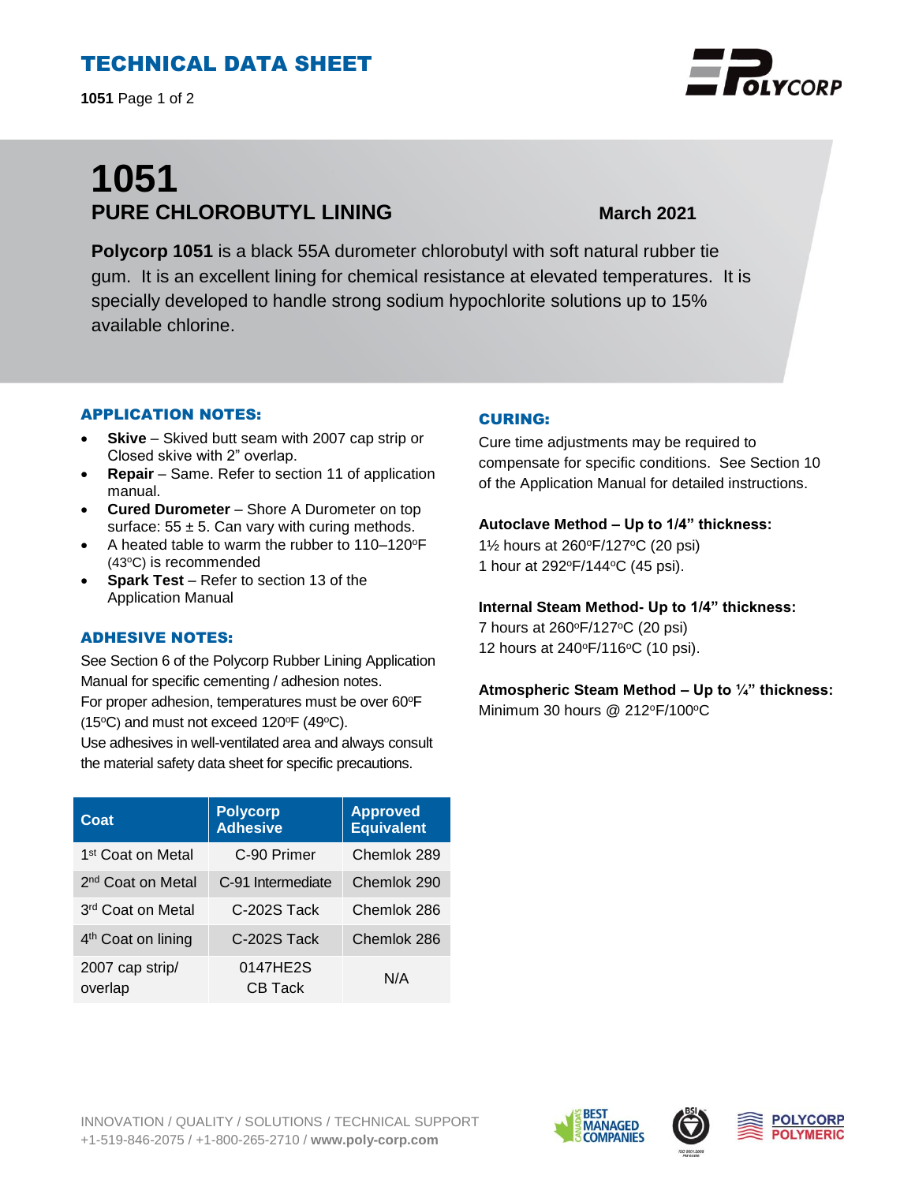# TECHNICAL DATA SHEET

# 1051

## PURE CHLOROBUTYL LINING

**March 2021**

**Polycorp 1051** is a black 55A durometer chlorobutyl with soft natural rubber tie gum. It is an excellent lining for chemical resistance at elevated temperatures. It is specially developed to handle strong sodium hypochlorite solutions up to 15% available chlorine.

### APPLICATION NOTES:

- **Skive** – Skived butt seam with 2007 cap strip or Closed skive with 2" overlap.
- **Repair** – Same. Refer to section 11 of application manual.
- **Cured Durometer** – Shore A Durometer on top surface: 55 ± 5. Can vary with curing methods.
- A heated table to warm the rubber to 110–120ºF (43ºC) is recommended
- **Spark Test** – Refer to section 13 of the Application Manual

### ADHESIVE NOTES:

See Section 6 of the Polycorp Rubber Lining Application Manual for specific cementing / adhesion notes.
For proper adhesion, temperatures must be over 60ºF (15ºC) and must not exceed 120ºF (49ºC).
Use adhesives in well-ventilated area and always consult the material safety data sheet for specific precautions.

| Coat | Polycorp Adhesive | Approved Equivalent |
|---|---|---|
| 1st Coat on Metal | C-90 Primer | Chemlok 289 |
| 2nd Coat on Metal | C-91 Intermediate | Chemlok 290 |
| 3rd Coat on Metal | C-202S Tack | Chemlok 286 |
| 4th Coat on lining | C-202S Tack | Chemlok 286 |
| 2007 cap strip/ overlap | 0147HE2S CB Tack | N/A |

### CURING:

Cure time adjustments may be required to compensate for specific conditions. See Section 10 of the Application Manual for detailed instructions.

**Autoclave Method – Up to 1/4" thickness:**
1½ hours at 260ºF/127ºC (20 psi)
1 hour at 292ºF/144ºC (45 psi).

**Internal Steam Method- Up to 1/4" thickness:**
7 hours at 260ºF/127ºC (20 psi)
12 hours at 240ºF/116ºC (10 psi).

**Atmospheric Steam Method – Up to ¼" thickness:**
Minimum 30 hours @ 212ºF/100ºC

INNOVATION / QUALITY / SOLUTIONS / TECHNICAL SUPPORT
+1-519-846-2075 / +1-800-265-2710 / **www.poly-corp.com**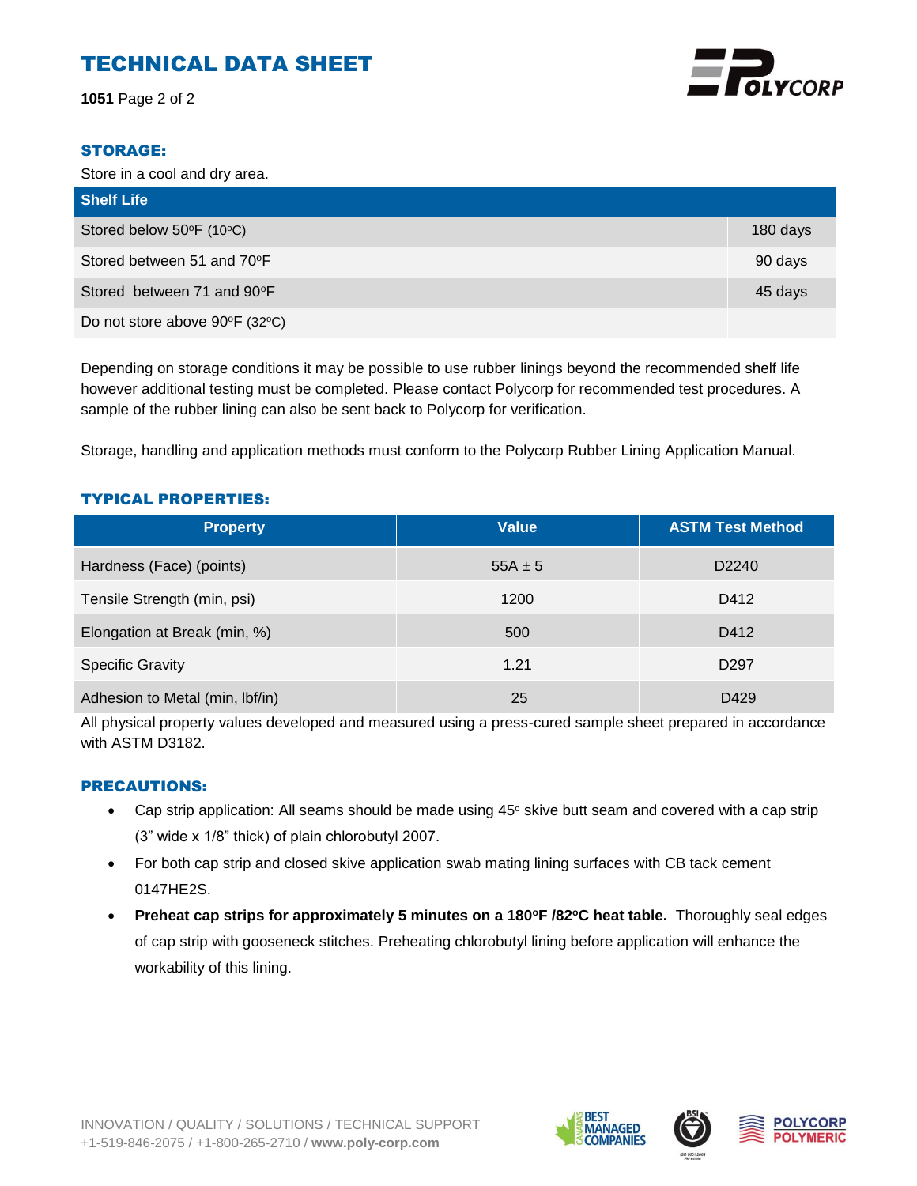## STORAGE:

Store in a cool and dry area.

| Shelf Life | |
|---|---|
| Stored below 50ºF (10ºC) | 180 days |
| Stored between 51 and 70ºF | 90 days |
| Stored between 71 and 90ºF | 45 days |
| Do not store above 90ºF (32ºC) | |

Depending on storage conditions it may be possible to use rubber linings beyond the recommended shelf life however additional testing must be completed. Please contact Polycorp for recommended test procedures. A sample of the rubber lining can also be sent back to Polycorp for verification.

Storage, handling and application methods must conform to the Polycorp Rubber Lining Application Manual.

## TYPICAL PROPERTIES:

| Property | Value | ASTM Test Method |
|---|---|---|
| Hardness (Face) (points) | 55A ± 5 | D2240 |
| Tensile Strength (min, psi) | 1200 | D412 |
| Elongation at Break (min, %) | 500 | D412 |
| Specific Gravity | 1.21 | D297 |
| Adhesion to Metal (min, lbf/in) | 25 | D429 |

All physical property values developed and measured using a press-cured sample sheet prepared in accordance with ASTM D3182.

## PRECAUTIONS:

- Cap strip application: All seams should be made using 45º skive butt seam and covered with a cap strip (3" wide x 1/8" thick) of plain chlorobutyl 2007.
- For both cap strip and closed skive application swab mating lining surfaces with CB tack cement 0147HE2S.
- **Preheat cap strips for approximately 5 minutes on a 180ºF /82ºC heat table.** Thoroughly seal edges of cap strip with gooseneck stitches. Preheating chlorobutyl lining before application will enhance the workability of this lining.

INNOVATION / QUALITY / SOLUTIONS / TECHNICAL SUPPORT
+1-519-846-2075 / +1-800-265-2710 / **www.poly-corp.com**